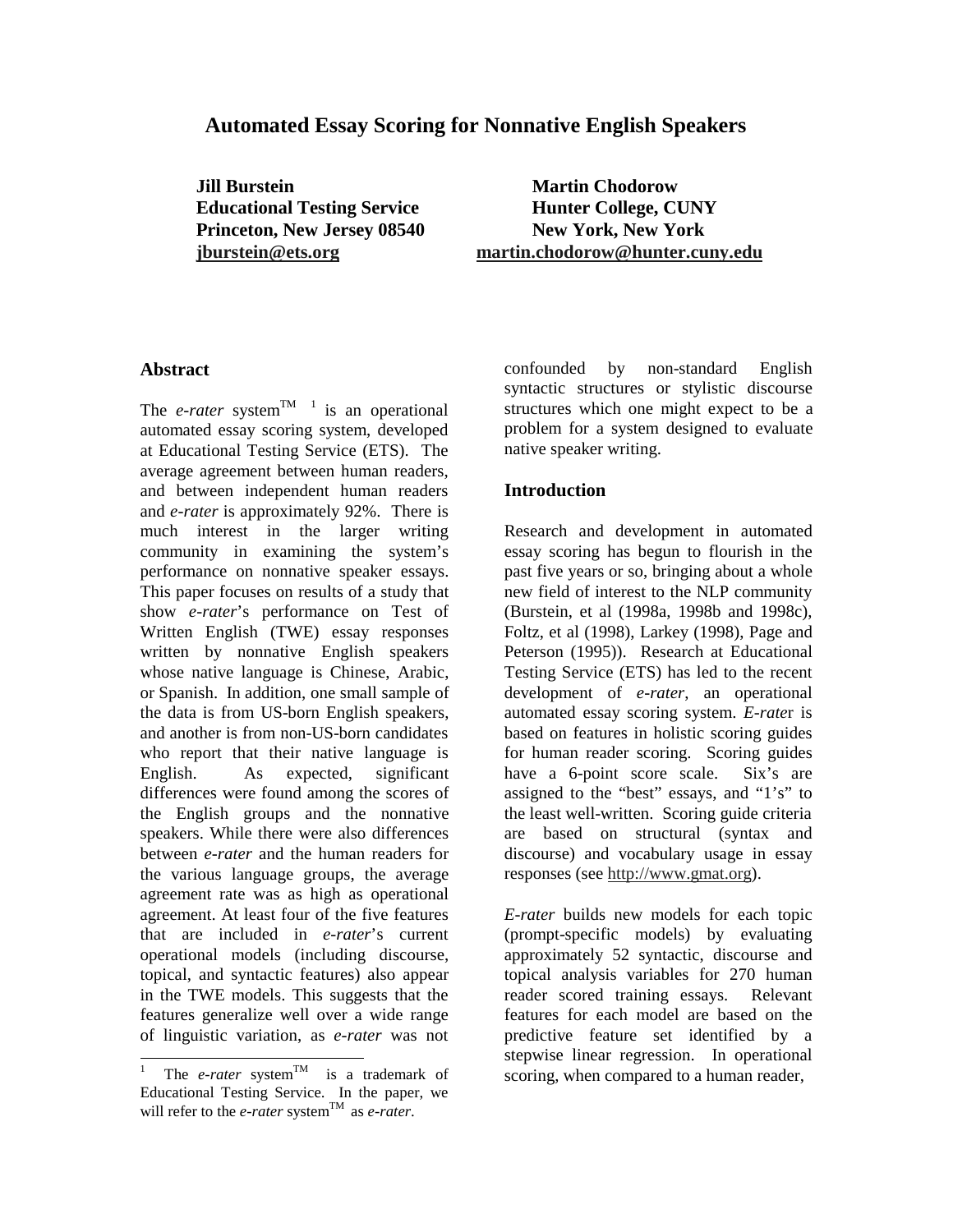# Automated Essay Scoring for Nonnative English Speakers

**Jill Burstein**
**Educational Testing Service**
**Princeton, New Jersey 08540**
**jburstein@ets.org**

**Martin Chodorow**
**Hunter College, CUNY**
**New York, New York**
**martin.chodorow@hunter.cuny.edu**

## Abstract

The *e-rater* system™ [1] is an operational automated essay scoring system, developed at Educational Testing Service (ETS). The average agreement between human readers, and between independent human readers and *e-rater* is approximately 92%. There is much interest in the larger writing community in examining the system's performance on nonnative speaker essays. This paper focuses on results of a study that show *e-rater*'s performance on Test of Written English (TWE) essay responses written by nonnative English speakers whose native language is Chinese, Arabic, or Spanish. In addition, one small sample of the data is from US-born English speakers, and another is from non-US-born candidates who report that their native language is English. As expected, significant differences were found among the scores of the English groups and the nonnative speakers. While there were also differences between *e-rater* and the human readers for the various language groups, the average agreement rate was as high as operational agreement. At least four of the five features that are included in *e-rater*'s current operational models (including discourse, topical, and syntactic features) also appear in the TWE models. This suggests that the features generalize well over a wide range of linguistic variation, as *e-rater* was not confounded by non-standard English syntactic structures or stylistic discourse structures which one might expect to be a problem for a system designed to evaluate native speaker writing.

## Introduction

Research and development in automated essay scoring has begun to flourish in the past five years or so, bringing about a whole new field of interest to the NLP community (Burstein, et al (1998a, 1998b and 1998c), Foltz, et al (1998), Larkey (1998), Page and Peterson (1995)). Research at Educational Testing Service (ETS) has led to the recent development of *e-rater*, an operational automated essay scoring system. *E-rate*r is based on features in holistic scoring guides for human reader scoring. Scoring guides have a 6-point score scale. Six's are assigned to the "best" essays, and "1's" to the least well-written. Scoring guide criteria are based on structural (syntax and discourse) and vocabulary usage in essay responses (see http://www.gmat.org).

*E-rater* builds new models for each topic (prompt-specific models) by evaluating approximately 52 syntactic, discourse and topical analysis variables for 270 human reader scored training essays. Relevant features for each model are based on the predictive feature set identified by a stepwise linear regression. In operational scoring, when compared to a human reader,

[1] The *e-rater* system™ is a trademark of Educational Testing Service. In the paper, we will refer to the *e-rater* system™ as *e-rater*.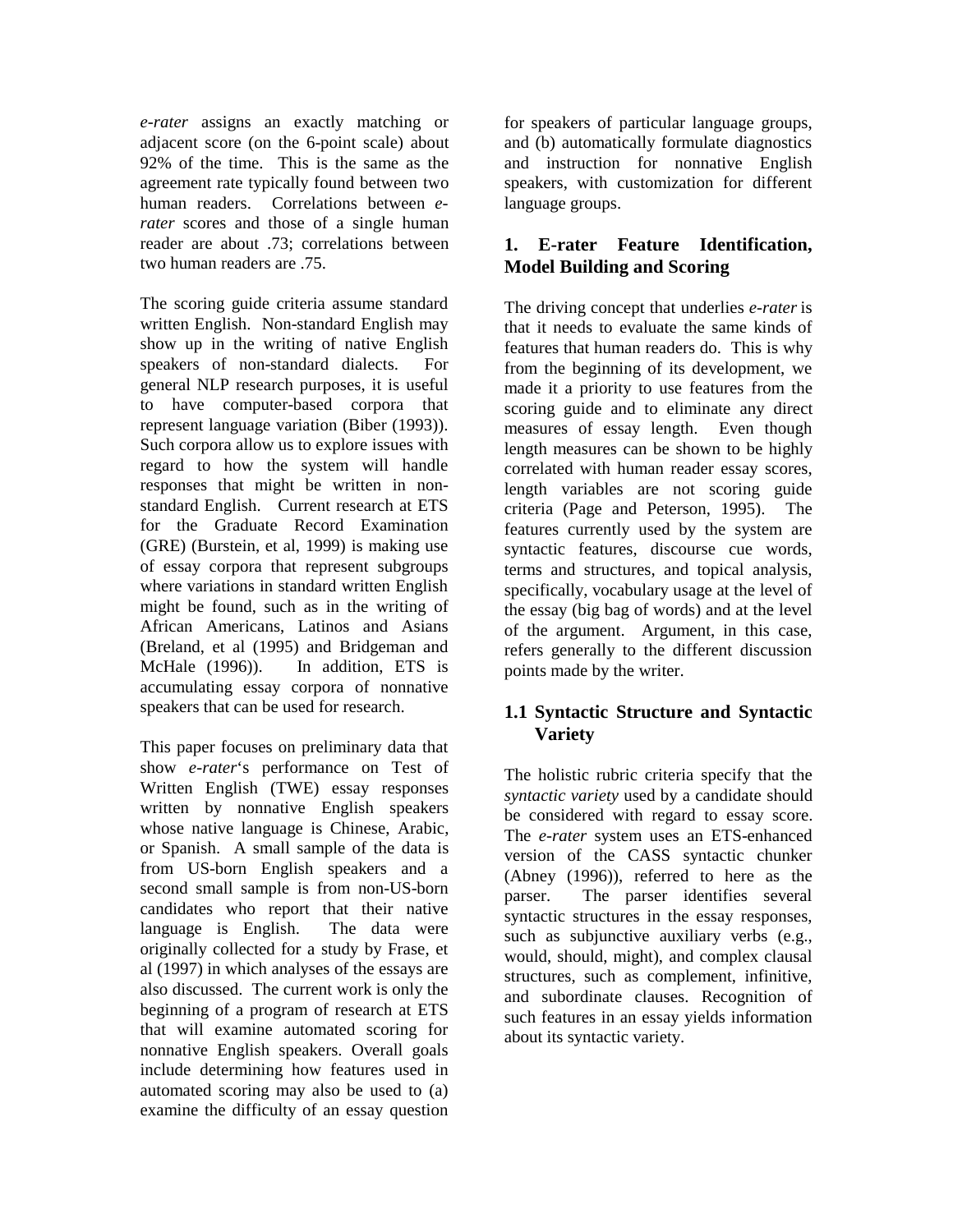*e-rater* assigns an exactly matching or adjacent score (on the 6-point scale) about 92% of the time. This is the same as the agreement rate typically found between two human readers. Correlations between *e-rater* scores and those of a single human reader are about .73; correlations between two human readers are .75.

The scoring guide criteria assume standard written English. Non-standard English may show up in the writing of native English speakers of non-standard dialects. For general NLP research purposes, it is useful to have computer-based corpora that represent language variation (Biber (1993)). Such corpora allow us to explore issues with regard to how the system will handle responses that might be written in non-standard English. Current research at ETS for the Graduate Record Examination (GRE) (Burstein, et al, 1999) is making use of essay corpora that represent subgroups where variations in standard written English might be found, such as in the writing of African Americans, Latinos and Asians (Breland, et al (1995) and Bridgeman and McHale (1996)). In addition, ETS is accumulating essay corpora of nonnative speakers that can be used for research.

This paper focuses on preliminary data that show *e-rater*'s performance on Test of Written English (TWE) essay responses written by nonnative English speakers whose native language is Chinese, Arabic, or Spanish. A small sample of the data is from US-born English speakers and a second small sample is from non-US-born candidates who report that their native language is English. The data were originally collected for a study by Frase, et al (1997) in which analyses of the essays are also discussed. The current work is only the beginning of a program of research at ETS that will examine automated scoring for nonnative English speakers. Overall goals include determining how features used in automated scoring may also be used to (a) examine the difficulty of an essay question for speakers of particular language groups, and (b) automatically formulate diagnostics and instruction for nonnative English speakers, with customization for different language groups.

## 1. E-rater Feature Identification, Model Building and Scoring

The driving concept that underlies *e-rater* is that it needs to evaluate the same kinds of features that human readers do. This is why from the beginning of its development, we made it a priority to use features from the scoring guide and to eliminate any direct measures of essay length. Even though length measures can be shown to be highly correlated with human reader essay scores, length variables are not scoring guide criteria (Page and Peterson, 1995). The features currently used by the system are syntactic features, discourse cue words, terms and structures, and topical analysis, specifically, vocabulary usage at the level of the essay (big bag of words) and at the level of the argument. Argument, in this case, refers generally to the different discussion points made by the writer.

### 1.1 Syntactic Structure and Syntactic Variety

The holistic rubric criteria specify that the *syntactic variety* used by a candidate should be considered with regard to essay score. The *e-rater* system uses an ETS-enhanced version of the CASS syntactic chunker (Abney (1996)), referred to here as the parser. The parser identifies several syntactic structures in the essay responses, such as subjunctive auxiliary verbs (e.g., would, should, might), and complex clausal structures, such as complement, infinitive, and subordinate clauses. Recognition of such features in an essay yields information about its syntactic variety.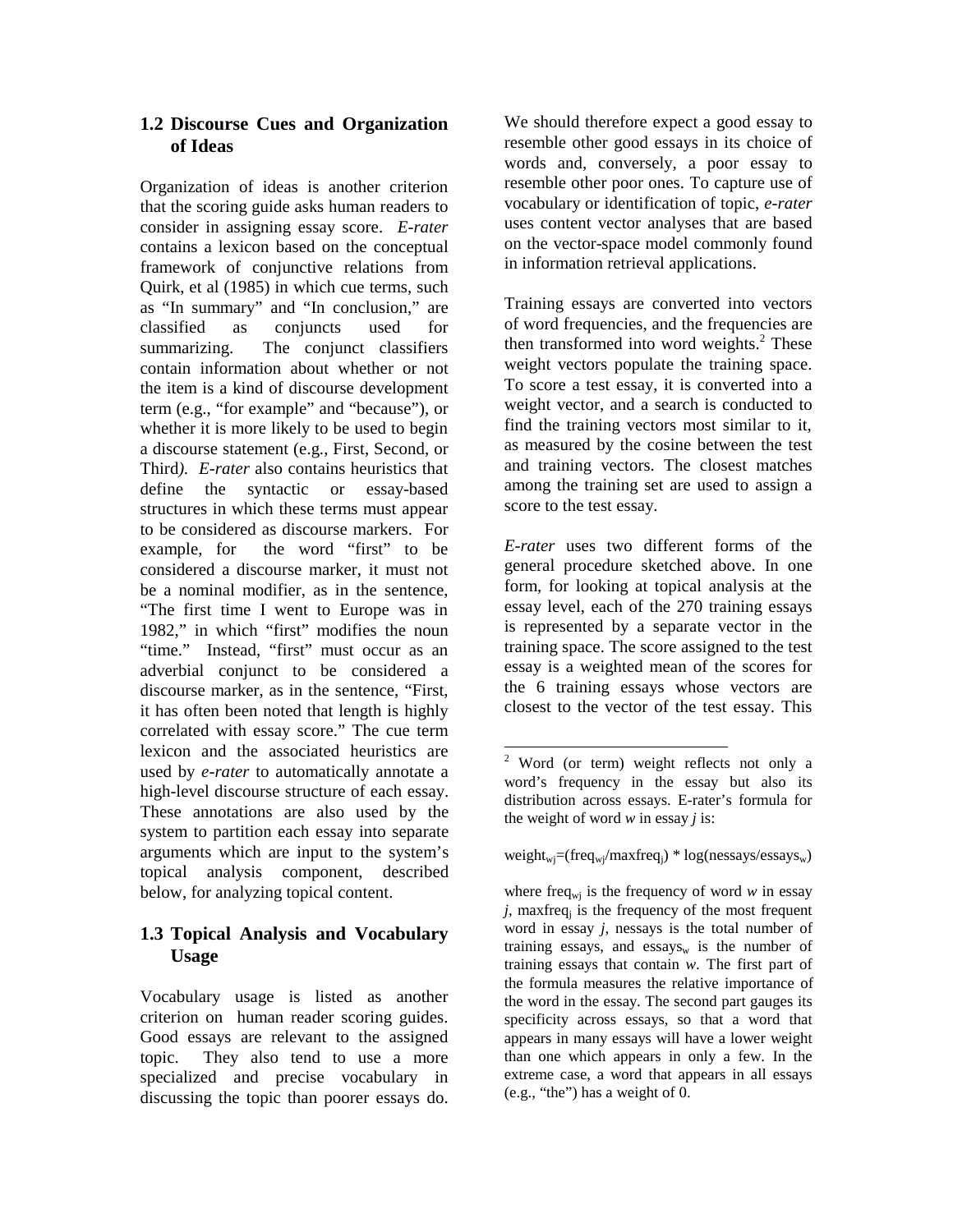## 1.2 Discourse Cues and Organization of Ideas

Organization of ideas is another criterion that the scoring guide asks human readers to consider in assigning essay score. *E-rater* contains a lexicon based on the conceptual framework of conjunctive relations from Quirk, et al (1985) in which cue terms, such as "In summary" and "In conclusion," are classified as conjuncts used for summarizing. The conjunct classifiers contain information about whether or not the item is a kind of discourse development term (e.g., "for example" and "because"), or whether it is more likely to be used to begin a discourse statement (e.g., First, Second, or Third*). E-rater* also contains heuristics that define the syntactic or essay-based structures in which these terms must appear to be considered as discourse markers. For example, for the word "first" to be considered a discourse marker, it must not be a nominal modifier, as in the sentence, "The first time I went to Europe was in 1982," in which "first" modifies the noun "time." Instead, "first" must occur as an adverbial conjunct to be considered a discourse marker, as in the sentence, "First, it has often been noted that length is highly correlated with essay score." The cue term lexicon and the associated heuristics are used by *e-rater* to automatically annotate a high-level discourse structure of each essay. These annotations are also used by the system to partition each essay into separate arguments which are input to the system's topical analysis component, described below, for analyzing topical content.

## 1.3 Topical Analysis and Vocabulary Usage

Vocabulary usage is listed as another criterion on human reader scoring guides. Good essays are relevant to the assigned topic. They also tend to use a more specialized and precise vocabulary in discussing the topic than poorer essays do. We should therefore expect a good essay to resemble other good essays in its choice of words and, conversely, a poor essay to resemble other poor ones. To capture use of vocabulary or identification of topic, *e-rater* uses content vector analyses that are based on the vector-space model commonly found in information retrieval applications.

Training essays are converted into vectors of word frequencies, and the frequencies are then transformed into word weights.[2] These weight vectors populate the training space. To score a test essay, it is converted into a weight vector, and a search is conducted to find the training vectors most similar to it, as measured by the cosine between the test and training vectors. The closest matches among the training set are used to assign a score to the test essay.

*E-rater* uses two different forms of the general procedure sketched above. In one form, for looking at topical analysis at the essay level, each of the 270 training essays is represented by a separate vector in the training space. The score assigned to the test essay is a weighted mean of the scores for the 6 training essays whose vectors are closest to the vector of the test essay. This

---

[2] Word (or term) weight reflects not only a word's frequency in the essay but also its distribution across essays. E-rater's formula for the weight of word *w* in essay *j* is:

$$weight_{wj}=(freq_{wj}/maxfreq_j) * \log(nessays/essays_w)$$

where $freq_{wj}$ is the frequency of word *w* in essay *j*, $maxfreq_j$ is the frequency of the most frequent word in essay *j*, nessays is the total number of training essays, and $essays_w$ is the number of training essays that contain *w*. The first part of the formula measures the relative importance of the word in the essay. The second part gauges its specificity across essays, so that a word that appears in many essays will have a lower weight than one which appears in only a few. In the extreme case, a word that appears in all essays (e.g., "the") has a weight of 0.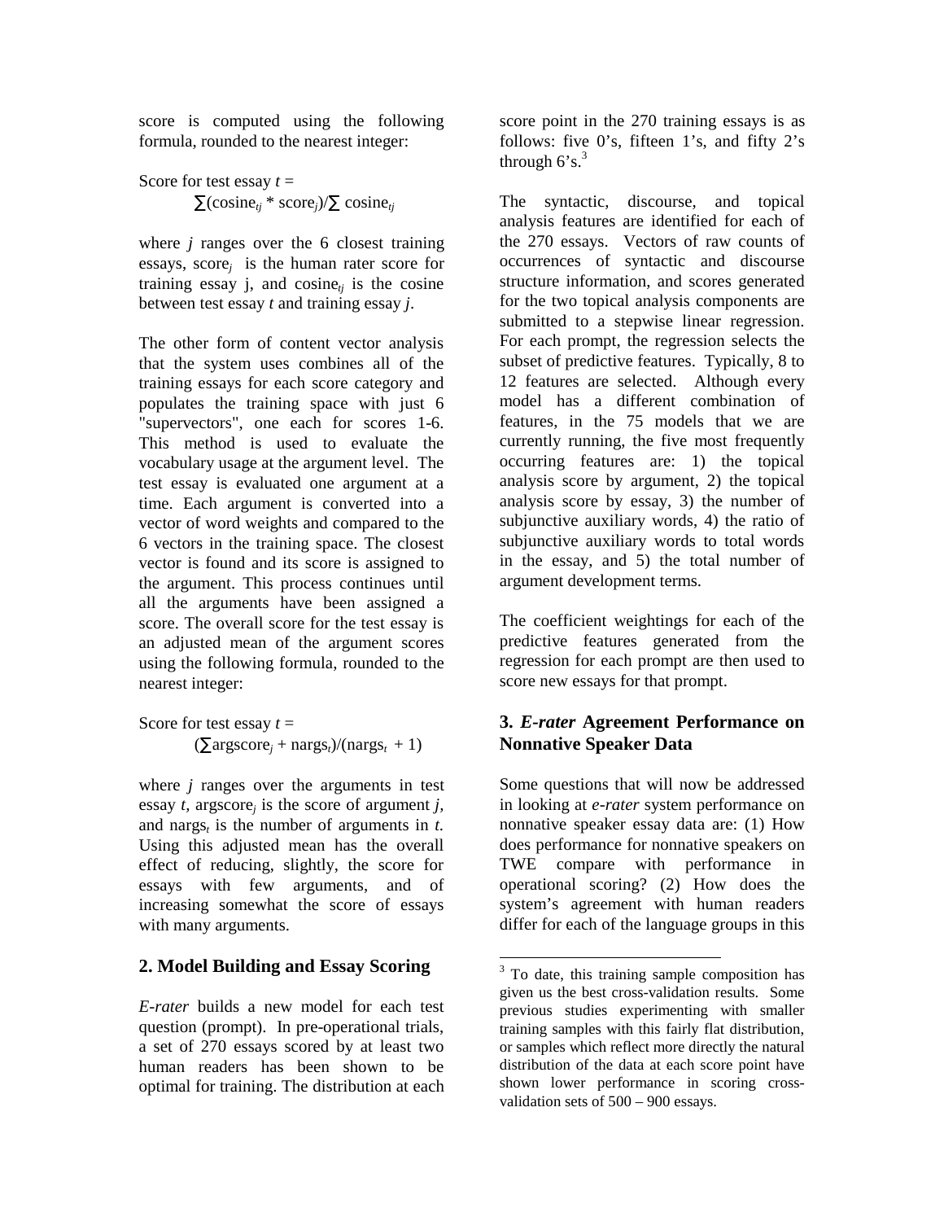score is computed using the following formula, rounded to the nearest integer:

Score for test essay $t$ =

$$\sum(\text{cosine}_{tj} * \text{score}_j)/\sum \text{cosine}_{tj}$$

where $j$ ranges over the 6 closest training essays, $\text{score}_j$ is the human rater score for training essay j, and $\text{cosine}_{tj}$ is the cosine between test essay $t$ and training essay $j$.

The other form of content vector analysis that the system uses combines all of the training essays for each score category and populates the training space with just 6 "supervectors", one each for scores 1-6. This method is used to evaluate the vocabulary usage at the argument level. The test essay is evaluated one argument at a time. Each argument is converted into a vector of word weights and compared to the 6 vectors in the training space. The closest vector is found and its score is assigned to the argument. This process continues until all the arguments have been assigned a score. The overall score for the test essay is an adjusted mean of the argument scores using the following formula, rounded to the nearest integer:

Score for test essay $t$ =

$$(\sum \text{argscore}_j + \text{nargs}_t)/(\text{nargs}_t + 1)$$

where $j$ ranges over the arguments in test essay $t$, $\text{argscore}_j$ is the score of argument $j$, and $\text{nargs}_t$ is the number of arguments in $t$. Using this adjusted mean has the overall effect of reducing, slightly, the score for essays with few arguments, and of increasing somewhat the score of essays with many arguments.

## 2. Model Building and Essay Scoring

*E-rater* builds a new model for each test question (prompt). In pre-operational trials, a set of 270 essays scored by at least two human readers has been shown to be optimal for training. The distribution at each score point in the 270 training essays is as follows: five 0's, fifteen 1's, and fifty 2's through 6's.[3]

The syntactic, discourse, and topical analysis features are identified for each of the 270 essays. Vectors of raw counts of occurrences of syntactic and discourse structure information, and scores generated for the two topical analysis components are submitted to a stepwise linear regression. For each prompt, the regression selects the subset of predictive features. Typically, 8 to 12 features are selected. Although every model has a different combination of features, in the 75 models that we are currently running, the five most frequently occurring features are: 1) the topical analysis score by argument, 2) the topical analysis score by essay, 3) the number of subjunctive auxiliary words, 4) the ratio of subjunctive auxiliary words to total words in the essay, and 5) the total number of argument development terms.

The coefficient weightings for each of the predictive features generated from the regression for each prompt are then used to score new essays for that prompt.

## 3. *E-rater* Agreement Performance on Nonnative Speaker Data

Some questions that will now be addressed in looking at *e-rater* system performance on nonnative speaker essay data are: (1) How does performance for nonnative speakers on TWE compare with performance in operational scoring? (2) How does the system's agreement with human readers differ for each of the language groups in this

[3] To date, this training sample composition has given us the best cross-validation results. Some previous studies experimenting with smaller training samples with this fairly flat distribution, or samples which reflect more directly the natural distribution of the data at each score point have shown lower performance in scoring cross-validation sets of 500 – 900 essays.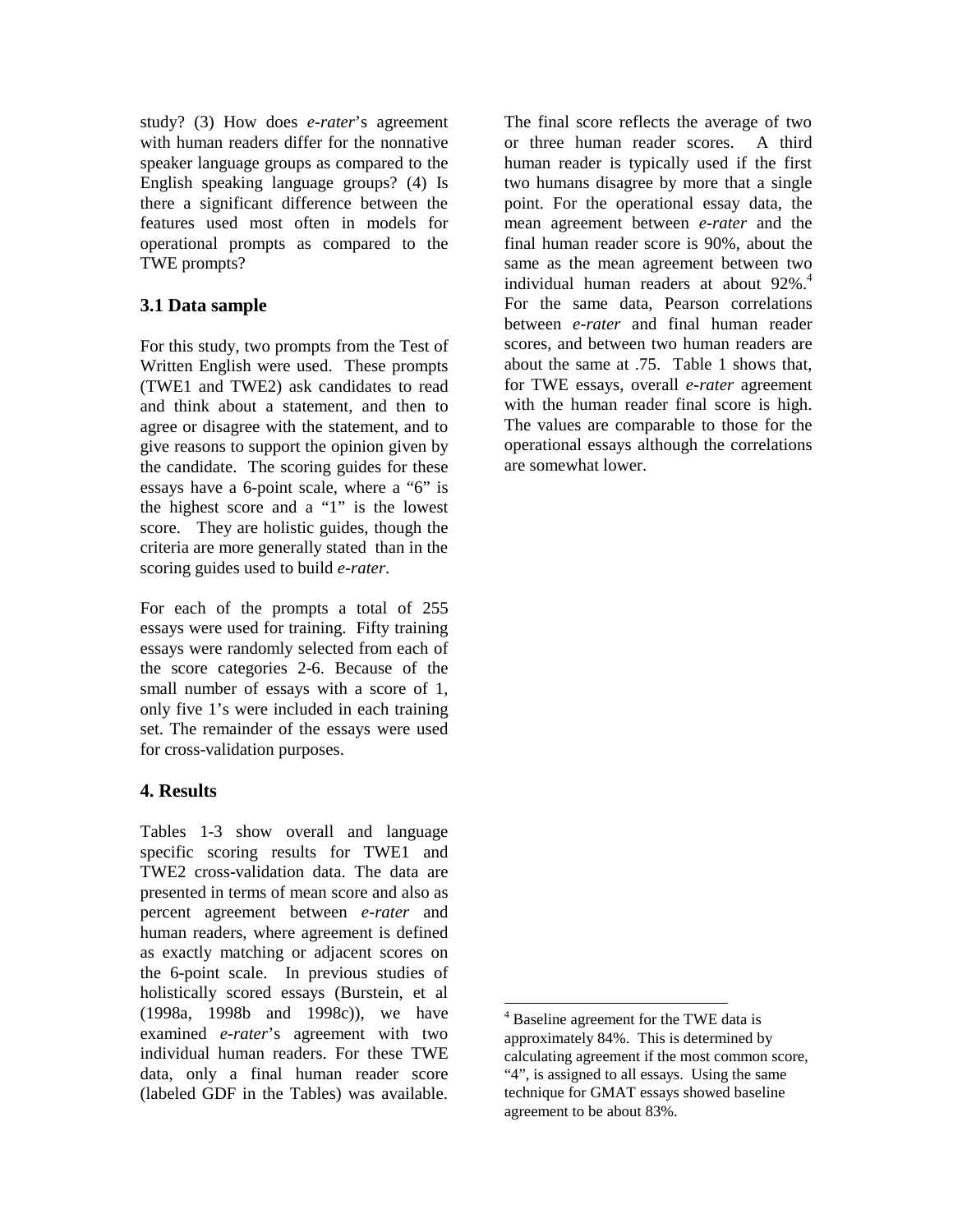study? (3) How does *e-rater*'s agreement with human readers differ for the nonnative speaker language groups as compared to the English speaking language groups? (4) Is there a significant difference between the features used most often in models for operational prompts as compared to the TWE prompts?

### 3.1 Data sample

For this study, two prompts from the Test of Written English were used. These prompts (TWE1 and TWE2) ask candidates to read and think about a statement, and then to agree or disagree with the statement, and to give reasons to support the opinion given by the candidate. The scoring guides for these essays have a 6-point scale, where a "6" is the highest score and a "1" is the lowest score. They are holistic guides, though the criteria are more generally stated than in the scoring guides used to build *e-rater*.

For each of the prompts a total of 255 essays were used for training. Fifty training essays were randomly selected from each of the score categories 2-6. Because of the small number of essays with a score of 1, only five 1's were included in each training set. The remainder of the essays were used for cross-validation purposes.

## 4. Results

Tables 1-3 show overall and language specific scoring results for TWE1 and TWE2 cross-validation data. The data are presented in terms of mean score and also as percent agreement between *e-rater* and human readers, where agreement is defined as exactly matching or adjacent scores on the 6-point scale. In previous studies of holistically scored essays (Burstein, et al (1998a, 1998b and 1998c)), we have examined *e-rater*'s agreement with two individual human readers. For these TWE data, only a final human reader score (labeled GDF in the Tables) was available. The final score reflects the average of two or three human reader scores. A third human reader is typically used if the first two humans disagree by more that a single point. For the operational essay data, the mean agreement between *e-rater* and the final human reader score is 90%, about the same as the mean agreement between two individual human readers at about 92%.[4] For the same data, Pearson correlations between *e-rater* and final human reader scores, and between two human readers are about the same at .75. Table 1 shows that, for TWE essays, overall *e-rater* agreement with the human reader final score is high. The values are comparable to those for the operational essays although the correlations are somewhat lower.

---

[4] Baseline agreement for the TWE data is approximately 84%. This is determined by calculating agreement if the most common score, "4", is assigned to all essays. Using the same technique for GMAT essays showed baseline agreement to be about 83%.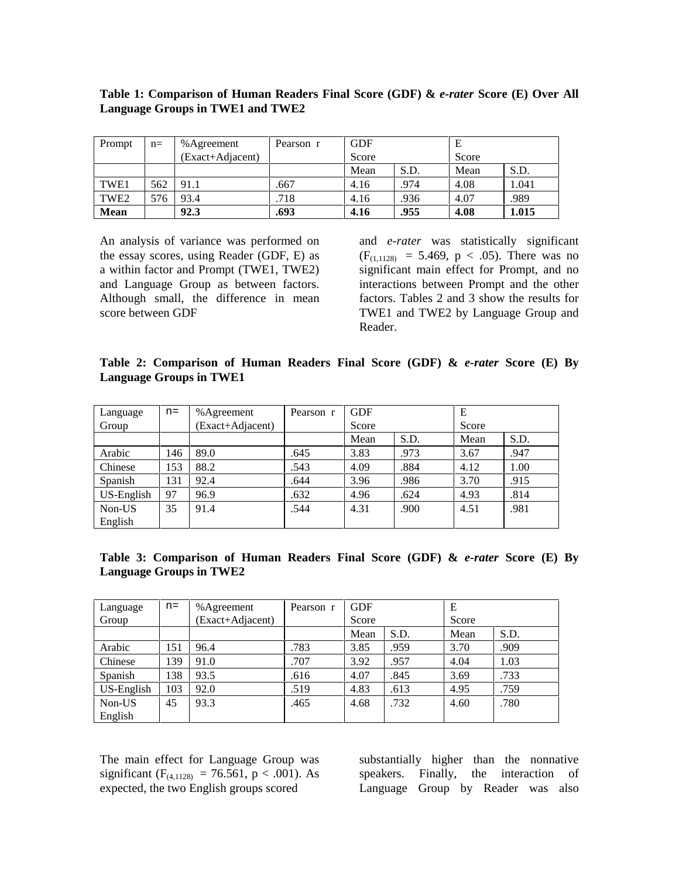**Table 1: Comparison of Human Readers Final Score (GDF) & *e-rater* Score (E) Over All Language Groups in TWE1 and TWE2**

| Prompt | n= | %Agreement (Exact+Adjacent) | Pearson r | GDF Score | | E Score | |
|---|---|---|---|---|---|---|---|
| | | | | Mean | S.D. | Mean | S.D. |
| TWE1 | 562 | 91.1 | .667 | 4.16 | .974 | 4.08 | 1.041 |
| TWE2 | 576 | 93.4 | .718 | 4.16 | .936 | 4.07 | .989 |
| **Mean** | | **92.3** | **.693** | **4.16** | **.955** | **4.08** | **1.015** |

An analysis of variance was performed on the essay scores, using Reader (GDF, E) as a within factor and Prompt (TWE1, TWE2) and Language Group as between factors. Although small, the difference in mean score between GDF and *e-rater* was statistically significant ($F_{(1,1128)} = 5.469$, $p < .05$). There was no significant main effect for Prompt, and no interactions between Prompt and the other factors. Tables 2 and 3 show the results for TWE1 and TWE2 by Language Group and Reader.

**Table 2: Comparison of Human Readers Final Score (GDF) & *e-rater* Score (E) By Language Groups in TWE1**

| Language Group | n= | %Agreement (Exact+Adjacent) | Pearson r | GDF Score | | E Score | |
|---|---|---|---|---|---|---|---|
| | | | | Mean | S.D. | Mean | S.D. |
| Arabic | 146 | 89.0 | .645 | 3.83 | .973 | 3.67 | .947 |
| Chinese | 153 | 88.2 | .543 | 4.09 | .884 | 4.12 | 1.00 |
| Spanish | 131 | 92.4 | .644 | 3.96 | .986 | 3.70 | .915 |
| US-English | 97 | 96.9 | .632 | 4.96 | .624 | 4.93 | .814 |
| Non-US English | 35 | 91.4 | .544 | 4.31 | .900 | 4.51 | .981 |

**Table 3: Comparison of Human Readers Final Score (GDF) & *e-rater* Score (E) By Language Groups in TWE2**

| Language Group | n= | %Agreement (Exact+Adjacent) | Pearson r | GDF Score | | E Score | |
|---|---|---|---|---|---|---|---|
| | | | | Mean | S.D. | Mean | S.D. |
| Arabic | 151 | 96.4 | .783 | 3.85 | .959 | 3.70 | .909 |
| Chinese | 139 | 91.0 | .707 | 3.92 | .957 | 4.04 | 1.03 |
| Spanish | 138 | 93.5 | .616 | 4.07 | .845 | 3.69 | .733 |
| US-English | 103 | 92.0 | .519 | 4.83 | .613 | 4.95 | .759 |
| Non-US English | 45 | 93.3 | .465 | 4.68 | .732 | 4.60 | .780 |

The main effect for Language Group was significant ($F_{(4,1128)} = 76.561$, $p < .001$). As expected, the two English groups scored substantially higher than the nonnative speakers. Finally, the interaction of Language Group by Reader was also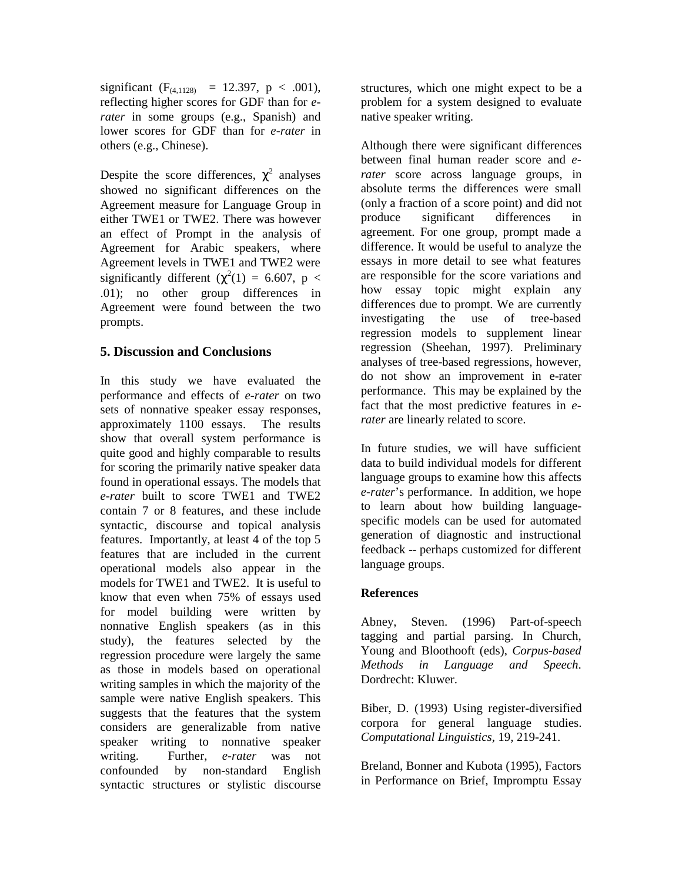significant ($F_{(4,1128)} = 12.397$, $p < .001$), reflecting higher scores for GDF than for *e-rater* in some groups (e.g., Spanish) and lower scores for GDF than for *e-rater* in others (e.g., Chinese).

Despite the score differences, $\chi^2$ analyses showed no significant differences on the Agreement measure for Language Group in either TWE1 or TWE2. There was however an effect of Prompt in the analysis of Agreement for Arabic speakers, where Agreement levels in TWE1 and TWE2 were significantly different ($\chi^2(1) = 6.607$, $p < .01$); no other group differences in Agreement were found between the two prompts.

## 5. Discussion and Conclusions

In this study we have evaluated the performance and effects of *e-rater* on two sets of nonnative speaker essay responses, approximately 1100 essays. The results show that overall system performance is quite good and highly comparable to results for scoring the primarily native speaker data found in operational essays. The models that *e-rater* built to score TWE1 and TWE2 contain 7 or 8 features, and these include syntactic, discourse and topical analysis features. Importantly, at least 4 of the top 5 features that are included in the current operational models also appear in the models for TWE1 and TWE2. It is useful to know that even when 75% of essays used for model building were written by nonnative English speakers (as in this study), the features selected by the regression procedure were largely the same as those in models based on operational writing samples in which the majority of the sample were native English speakers. This suggests that the features that the system considers are generalizable from native speaker writing to nonnative speaker writing. Further, *e-rater* was not confounded by non-standard English syntactic structures or stylistic discourse structures, which one might expect to be a problem for a system designed to evaluate native speaker writing.

Although there were significant differences between final human reader score and *e-rater* score across language groups, in absolute terms the differences were small (only a fraction of a score point) and did not produce significant differences in agreement. For one group, prompt made a difference. It would be useful to analyze the essays in more detail to see what features are responsible for the score variations and how essay topic might explain any differences due to prompt. We are currently investigating the use of tree-based regression models to supplement linear regression (Sheehan, 1997). Preliminary analyses of tree-based regressions, however, do not show an improvement in e-rater performance. This may be explained by the fact that the most predictive features in *e-rater* are linearly related to score.

In future studies, we will have sufficient data to build individual models for different language groups to examine how this affects *e-rater*'s performance. In addition, we hope to learn about how building language-specific models can be used for automated generation of diagnostic and instructional feedback -- perhaps customized for different language groups.

### References

Abney, Steven. (1996) Part-of-speech tagging and partial parsing. In Church, Young and Bloothooft (eds), *Corpus-based Methods in Language and Speech*. Dordrecht: Kluwer.

Biber, D. (1993) Using register-diversified corpora for general language studies. *Computational Linguistics*, 19, 219-241.

Breland, Bonner and Kubota (1995), Factors in Performance on Brief, Impromptu Essay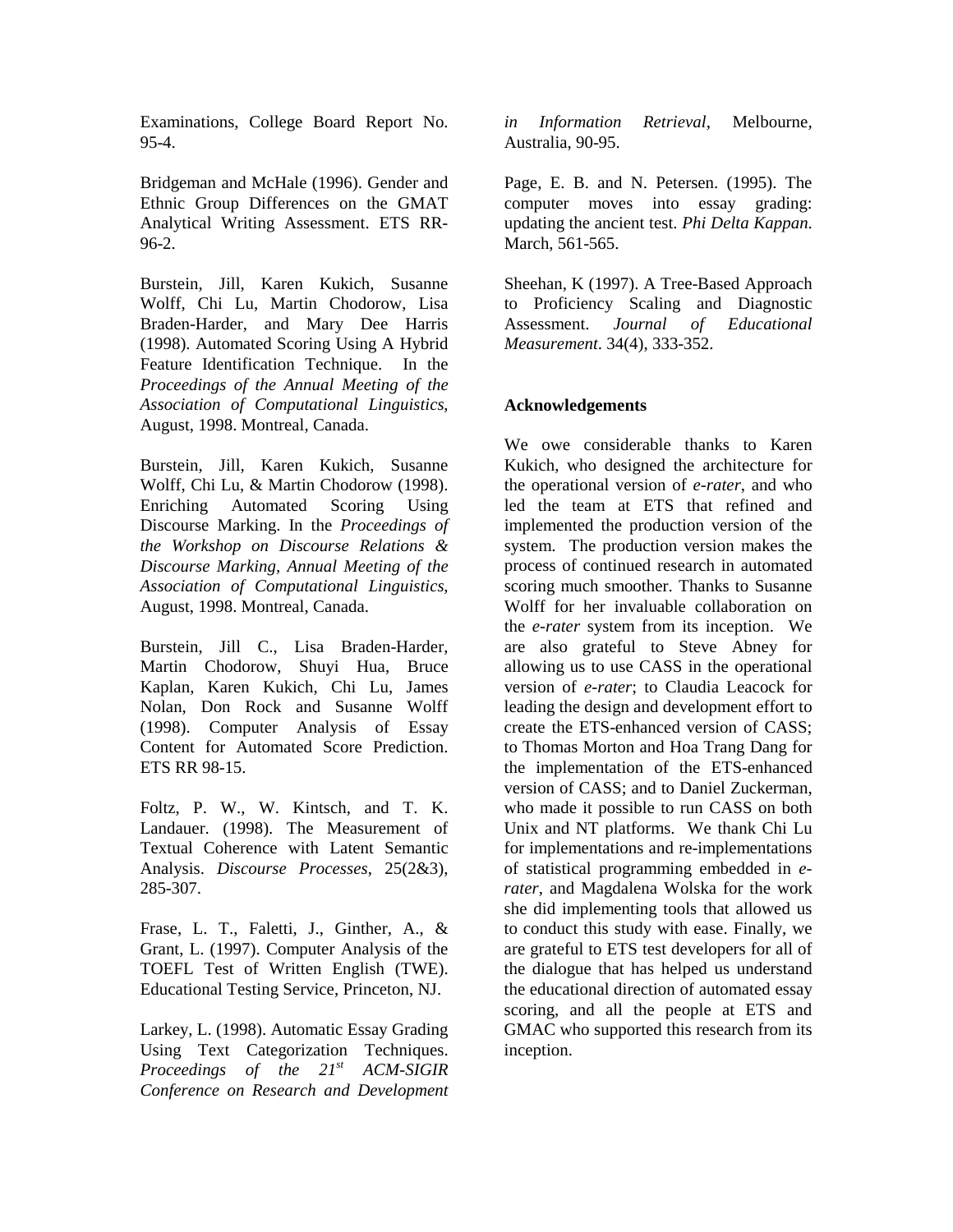Examinations, College Board Report No. 95-4.

Bridgeman and McHale (1996). Gender and Ethnic Group Differences on the GMAT Analytical Writing Assessment. ETS RR-96-2.

Burstein, Jill, Karen Kukich, Susanne Wolff, Chi Lu, Martin Chodorow, Lisa Braden-Harder, and Mary Dee Harris (1998). Automated Scoring Using A Hybrid Feature Identification Technique. In the *Proceedings of the Annual Meeting of the Association of Computational Linguistics*, August, 1998. Montreal, Canada.

Burstein, Jill, Karen Kukich, Susanne Wolff, Chi Lu, & Martin Chodorow (1998). Enriching Automated Scoring Using Discourse Marking. In the *Proceedings of the Workshop on Discourse Relations & Discourse Marking, Annual Meeting of the Association of Computational Linguistics*, August, 1998. Montreal, Canada.

Burstein, Jill C., Lisa Braden-Harder, Martin Chodorow, Shuyi Hua, Bruce Kaplan, Karen Kukich, Chi Lu, James Nolan, Don Rock and Susanne Wolff (1998). Computer Analysis of Essay Content for Automated Score Prediction. ETS RR 98-15.

Foltz, P. W., W. Kintsch, and T. K. Landauer. (1998). The Measurement of Textual Coherence with Latent Semantic Analysis. *Discourse Processes*, 25(2&3), 285-307.

Frase, L. T., Faletti, J., Ginther, A., & Grant, L. (1997). Computer Analysis of the TOEFL Test of Written English (TWE). Educational Testing Service, Princeton, NJ.

Larkey, L. (1998). Automatic Essay Grading Using Text Categorization Techniques. *Proceedings of the 21st ACM-SIGIR Conference on Research and Development in Information Retrieval*, Melbourne, Australia, 90-95.

Page, E. B. and N. Petersen. (1995). The computer moves into essay grading: updating the ancient test. *Phi Delta Kappan*. March, 561-565.

Sheehan, K (1997). A Tree-Based Approach to Proficiency Scaling and Diagnostic Assessment. *Journal of Educational Measurement*. 34(4), 333-352.

## Acknowledgements

We owe considerable thanks to Karen Kukich, who designed the architecture for the operational version of *e-rater*, and who led the team at ETS that refined and implemented the production version of the system. The production version makes the process of continued research in automated scoring much smoother. Thanks to Susanne Wolff for her invaluable collaboration on the *e-rater* system from its inception. We are also grateful to Steve Abney for allowing us to use CASS in the operational version of *e-rater*; to Claudia Leacock for leading the design and development effort to create the ETS-enhanced version of CASS; to Thomas Morton and Hoa Trang Dang for the implementation of the ETS-enhanced version of CASS; and to Daniel Zuckerman, who made it possible to run CASS on both Unix and NT platforms. We thank Chi Lu for implementations and re-implementations of statistical programming embedded in *e-rater*, and Magdalena Wolska for the work she did implementing tools that allowed us to conduct this study with ease. Finally, we are grateful to ETS test developers for all of the dialogue that has helped us understand the educational direction of automated essay scoring, and all the people at ETS and GMAC who supported this research from its inception.